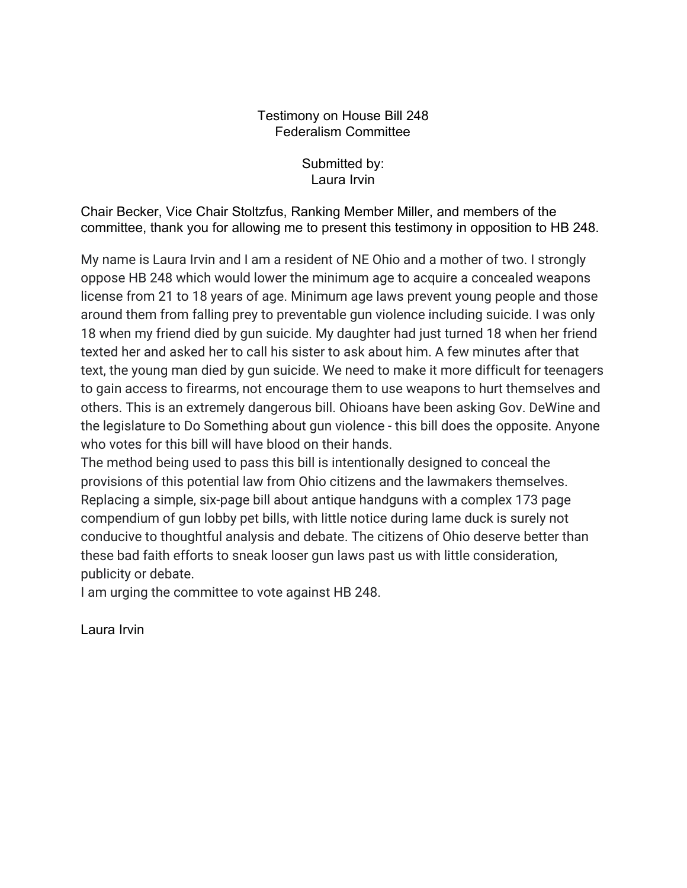Testimony on House Bill 248
Federalism Committee

Submitted by:
Laura Irvin

Chair Becker, Vice Chair Stoltzfus, Ranking Member Miller, and members of the committee, thank you for allowing me to present this testimony in opposition to HB 248.

My name is Laura Irvin and I am a resident of NE Ohio and a mother of two. I strongly oppose HB 248 which would lower the minimum age to acquire a concealed weapons license from 21 to 18 years of age. Minimum age laws prevent young people and those around them from falling prey to preventable gun violence including suicide. I was only 18 when my friend died by gun suicide. My daughter had just turned 18 when her friend texted her and asked her to call his sister to ask about him. A few minutes after that text, the young man died by gun suicide. We need to make it more difficult for teenagers to gain access to firearms, not encourage them to use weapons to hurt themselves and others. This is an extremely dangerous bill. Ohioans have been asking Gov. DeWine and the legislature to Do Something about gun violence - this bill does the opposite. Anyone who votes for this bill will have blood on their hands.

The method being used to pass this bill is intentionally designed to conceal the provisions of this potential law from Ohio citizens and the lawmakers themselves. Replacing a simple, six-page bill about antique handguns with a complex 173 page compendium of gun lobby pet bills, with little notice during lame duck is surely not conducive to thoughtful analysis and debate. The citizens of Ohio deserve better than these bad faith efforts to sneak looser gun laws past us with little consideration, publicity or debate.

I am urging the committee to vote against HB 248.

Laura Irvin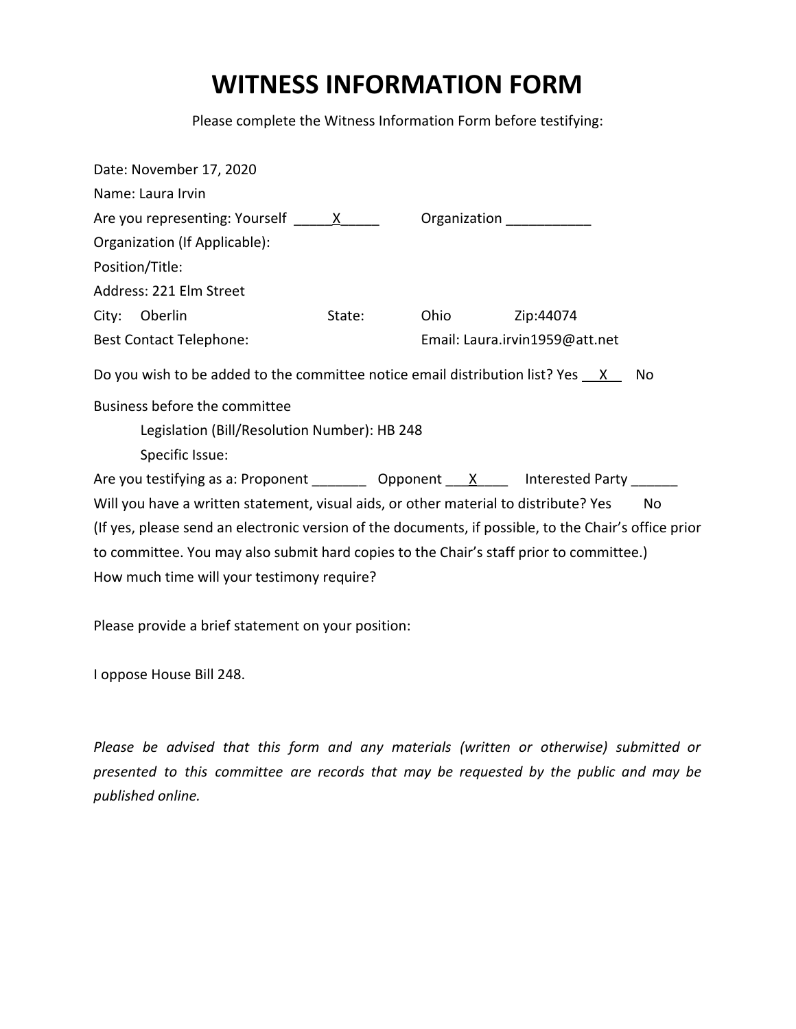# WITNESS INFORMATION FORM

Please complete the Witness Information Form before testifying:

Date: November 17, 2020

Name: Laura Irvin

Are you representing: Yourself _____X_____ Organization ___________

Organization (If Applicable):

Position/Title:

Address: 221 Elm Street

City: Oberlin State: Ohio Zip:44074

Best Contact Telephone: Email: Laura.irvin1959@att.net

Do you wish to be added to the committee notice email distribution list? Yes __X__ No

Business before the committee

Legislation (Bill/Resolution Number): HB 248

Specific Issue:

Are you testifying as a: Proponent _______ Opponent ___X____ Interested Party ______

Will you have a written statement, visual aids, or other material to distribute? Yes No

(If yes, please send an electronic version of the documents, if possible, to the Chair's office prior to committee. You may also submit hard copies to the Chair's staff prior to committee.)

How much time will your testimony require?

Please provide a brief statement on your position:

I oppose House Bill 248.

*Please be advised that this form and any materials (written or otherwise) submitted or presented to this committee are records that may be requested by the public and may be published online.*